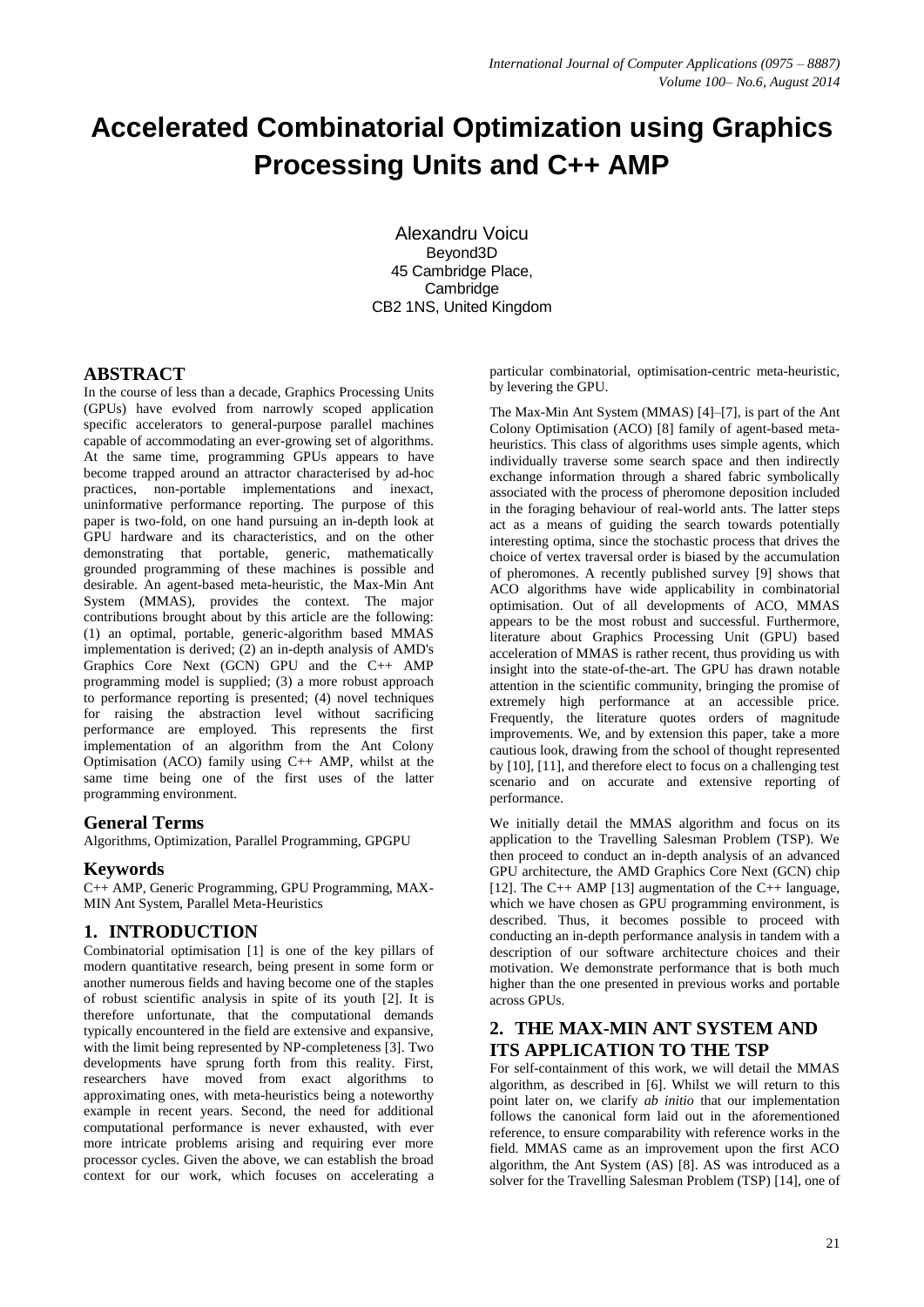# Accelerated Combinatorial Optimization using Graphics Processing Units and C++ AMP

Alexandru Voicu
Beyond3D
45 Cambridge Place,
Cambridge
CB2 1NS, United Kingdom

## ABSTRACT

In the course of less than a decade, Graphics Processing Units (GPUs) have evolved from narrowly scoped application specific accelerators to general-purpose parallel machines capable of accommodating an ever-growing set of algorithms. At the same time, programming GPUs appears to have become trapped around an attractor characterised by ad-hoc practices, non-portable implementations and inexact, uninformative performance reporting. The purpose of this paper is two-fold, on one hand pursuing an in-depth look at GPU hardware and its characteristics, and on the other demonstrating that portable, generic, mathematically grounded programming of these machines is possible and desirable. An agent-based meta-heuristic, the Max-Min Ant System (MMAS), provides the context. The major contributions brought about by this article are the following: (1) an optimal, portable, generic-algorithm based MMAS implementation is derived; (2) an in-depth analysis of AMD's Graphics Core Next (GCN) GPU and the C++ AMP programming model is supplied; (3) a more robust approach to performance reporting is presented; (4) novel techniques for raising the abstraction level without sacrificing performance are employed. This represents the first implementation of an algorithm from the Ant Colony Optimisation (ACO) family using C++ AMP, whilst at the same time being one of the first uses of the latter programming environment.

### General Terms

Algorithms, Optimization, Parallel Programming, GPGPU

### Keywords

C++ AMP, Generic Programming, GPU Programming, MAX-MIN Ant System, Parallel Meta-Heuristics

## 1. INTRODUCTION

Combinatorial optimisation [1] is one of the key pillars of modern quantitative research, being present in some form or another numerous fields and having become one of the staples of robust scientific analysis in spite of its youth [2]. It is therefore unfortunate, that the computational demands typically encountered in the field are extensive and expansive, with the limit being represented by NP-completeness [3]. Two developments have sprung forth from this reality. First, researchers have moved from exact algorithms to approximating ones, with meta-heuristics being a noteworthy example in recent years. Second, the need for additional computational performance is never exhausted, with ever more intricate problems arising and requiring ever more processor cycles. Given the above, we can establish the broad context for our work, which focuses on accelerating a particular combinatorial, optimisation-centric meta-heuristic, by levering the GPU.

The Max-Min Ant System (MMAS) [4]–[7], is part of the Ant Colony Optimisation (ACO) [8] family of agent-based meta-heuristics. This class of algorithms uses simple agents, which individually traverse some search space and then indirectly exchange information through a shared fabric symbolically associated with the process of pheromone deposition included in the foraging behaviour of real-world ants. The latter steps act as a means of guiding the search towards potentially interesting optima, since the stochastic process that drives the choice of vertex traversal order is biased by the accumulation of pheromones. A recently published survey [9] shows that ACO algorithms have wide applicability in combinatorial optimisation. Out of all developments of ACO, MMAS appears to be the most robust and successful. Furthermore, literature about Graphics Processing Unit (GPU) based acceleration of MMAS is rather recent, thus providing us with insight into the state-of-the-art. The GPU has drawn notable attention in the scientific community, bringing the promise of extremely high performance at an accessible price. Frequently, the literature quotes orders of magnitude improvements. We, and by extension this paper, take a more cautious look, drawing from the school of thought represented by [10], [11], and therefore elect to focus on a challenging test scenario and on accurate and extensive reporting of performance.

We initially detail the MMAS algorithm and focus on its application to the Travelling Salesman Problem (TSP). We then proceed to conduct an in-depth analysis of an advanced GPU architecture, the AMD Graphics Core Next (GCN) chip [12]. The C++ AMP [13] augmentation of the C++ language, which we have chosen as GPU programming environment, is described. Thus, it becomes possible to proceed with conducting an in-depth performance analysis in tandem with a description of our software architecture choices and their motivation. We demonstrate performance that is both much higher than the one presented in previous works and portable across GPUs.

## 2. THE MAX-MIN ANT SYSTEM AND ITS APPLICATION TO THE TSP

For self-containment of this work, we will detail the MMAS algorithm, as described in [6]. Whilst we will return to this point later on, we clarify *ab initio* that our implementation follows the canonical form laid out in the aforementioned reference, to ensure comparability with reference works in the field. MMAS came as an improvement upon the first ACO algorithm, the Ant System (AS) [8]. AS was introduced as a solver for the Travelling Salesman Problem (TSP) [14], one of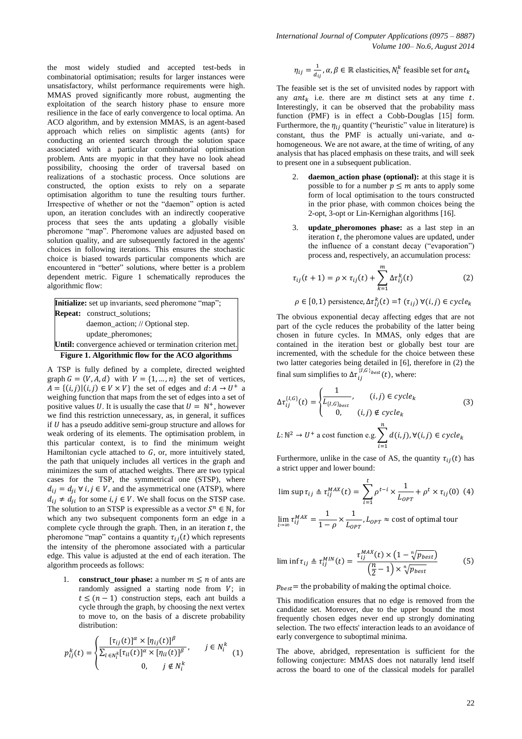the most widely studied and accepted test-beds in combinatorial optimisation; results for larger instances were unsatisfactory, whilst performance requirements were high. MMAS proved significantly more robust, augmenting the exploitation of the search history phase to ensure more resilience in the face of early convergence to local optima. An ACO algorithm, and by extension MMAS, is an agent-based approach which relies on simplistic agents (ants) for conducting an oriented search through the solution space associated with a particular combinatorial optimisation problem. Ants are myopic in that they have no look ahead possibility, choosing the order of traversal based on realizations of a stochastic process. Once solutions are constructed, the option exists to rely on a separate optimisation algorithm to tune the resulting tours further. Irrespective of whether or not the "daemon" option is acted upon, an iteration concludes with an indirectly cooperative process that sees the ants updating a globally visible pheromone "map". Pheromone values are adjusted based on solution quality, and are subsequently factored in the agents' choices in following iterations. This ensures the stochastic choice is biased towards particular components which are encountered in "better" solutions, where better is a problem dependent metric. Figure 1 schematically reproduces the algorithmic flow:

```
Initialize: set up invariants, seed pheromone "map";
Repeat:   construct_solutions;
          daemon_action; // Optional step.
          update_pheromones;
Until: convergence achieved or termination criterion met.
```

**Figure 1. Algorithmic flow for the ACO algorithms**

A TSP is fully defined by a complete, directed weighted graph $G = (V, A, d)$ with $V = \{1, \dots, n\}$ the set of vertices, $A = \{(i,j) | (i,j) \in V \times V\}$ the set of edges and $d: A \to U^+$ a weighing function that maps from the set of edges into a set of positive values $U$. It is usually the case that $U = \mathbb{N}^+$, however we find this restriction unnecessary, as, in general, it suffices if $U$ has a pseudo additive semi-group structure and allows for weak ordering of its elements. The optimisation problem, in this particular context, is to find the minimum weight Hamiltonian cycle attached to $G$, or, more intuitively stated, the path that uniquely includes all vertices in the graph and minimizes the sum of attached weights. There are two typical cases for the TSP, the symmetrical one (STSP), where $d_{ij} = d_{ji} \; \forall \, i, j \in V$, and the asymmetrical one (ATSP), where $d_{ij} \neq d_{ji}$ for some $i, j \in V$. We shall focus on the STSP case. The solution to an STSP is expressible as a vector $S^n \in \mathbb{N}$, for which any two subsequent components form an edge in a complete cycle through the graph. Then, in an iteration $t$, the pheromone "map" contains a quantity $\tau_{ij}(t)$ which represents the intensity of the pheromone associated with a particular edge. This value is adjusted at the end of each iteration. The algorithm proceeds as follows:

1. **construct_tour phase:** a number $m \leq n$ of ants are randomly assigned a starting node from $V$; in $t \leq (n-1)$ construction steps, each ant builds a cycle through the graph, by choosing the next vertex to move to, on the basis of a discrete probability distribution:

$$p_{ij}^k(t) = \begin{cases} \dfrac{[\tau_{ij}(t)]^\alpha \times [\eta_{ij}(t)]^\beta}{\sum_{l \in N_i^k} [\tau_{il}(t)]^\alpha \times [\eta_{il}(t)]^\beta}, & j \in N_i^k \\ 0, & j \notin N_i^k \end{cases} \quad (1)$$

$\eta_{ij} = \frac{1}{d_{ij}}$, $\alpha, \beta \in \mathbb{R}$ elasticities, $N_i^k$ feasible set for $ant_k$

The feasible set is the set of unvisited nodes by rapport with any $ant_k$ i.e. there are $m$ distinct sets at any time $t$. Interestingly, it can be observed that the probability mass function (PMF) is in effect a Cobb-Douglas [15] form. Furthermore, the $\eta_{ij}$ quantity ("heuristic" value in literature) is constant, thus the PMF is actually uni-variate, and α-homogeneous. We are not aware, at the time of writing, of any analysis that has placed emphasis on these traits, and will seek to present one in a subsequent publication.

2. **daemon_action phase (optional):** at this stage it is possible to for a number $p \leq m$ ants to apply some form of local optimisation to the tours constructed in the prior phase, with common choices being the 2-opt, 3-opt or Lin-Kernighan algorithms [16].

3. **update_pheromones phase:** as a last step in an iteration $t$, the pheromone values are updated, under the influence of a constant decay ("evaporation") process and, respectively, an accumulation process:

$$\tau_{ij}(t+1) = \rho \times \tau_{ij}(t) + \sum_{k=1}^{m} \Delta\tau_{ij}^k(t) \quad (2)$$

$\rho \in [0,1)$ persistence, $\Delta\tau_{ij}^k(t) = \uparrow(\tau_{ij}) \; \forall (i,j) \in cycle_k$

The obvious exponential decay affecting edges that are not part of the cycle reduces the probability of the latter being chosen in future cycles. In MMAS, only edges that are contained in the iteration best or globally best tour are incremented, with the schedule for the choice between these two latter categories being detailed in [6], therefore in (2) the final sum simplifies to $\Delta\tau_{ij}^{\{I,G\}_{best}}(t)$, where:

$$\Delta\tau_{ij}^{\{I,G\}}(t) = \begin{cases} \dfrac{1}{L_{\{I,G\}_{best}}}, & (i,j) \in cycle_k \\ 0, & (i,j) \notin cycle_k \end{cases} \quad (3)$$

$L: \mathbb{N}^2 \to U^+$ a cost function e.g. $\sum_{i=1}^{n} d(i,j), \forall (i,j) \in cycle_k$

Furthermore, unlike in the case of AS, the quantity $\tau_{ij}(t)$ has a strict upper and lower bound:

$$\limsup \tau_{ij} \triangleq \tau_{ij}^{MAX}(t) = \sum_{i=1}^{t} \rho^{t-i} \times \frac{1}{L_{OPT}} + \rho^t \times \tau_{ij}(0) \quad (4)$$

$\lim_{i \to \infty} \tau_{ij}^{MAX} = \frac{1}{1-\rho} \times \frac{1}{L_{OPT}}$, $L_{OPT} \approx$ cost of optimal tour

$$\liminf \tau_{ij} \triangleq \tau_{ij}^{MIN}(t) = \frac{\tau_{ij}^{MAX}(t) \times \left(1 - \sqrt[n]{p_{best}}\right)}{\left(\frac{n}{2} - 1\right) \times \sqrt[n]{p_{best}}} \quad (5)$$

$p_{best}$ = the probability of making the optimal choice.

This modification ensures that no edge is removed from the candidate set. Moreover, due to the upper bound the most frequently chosen edges never end up strongly dominating selection. The two effects' interaction leads to an avoidance of early convergence to suboptimal minima.

The above, abridged, representation is sufficient for the following conjecture: MMAS does not naturally lend itself across the board to one of the classical models for parallel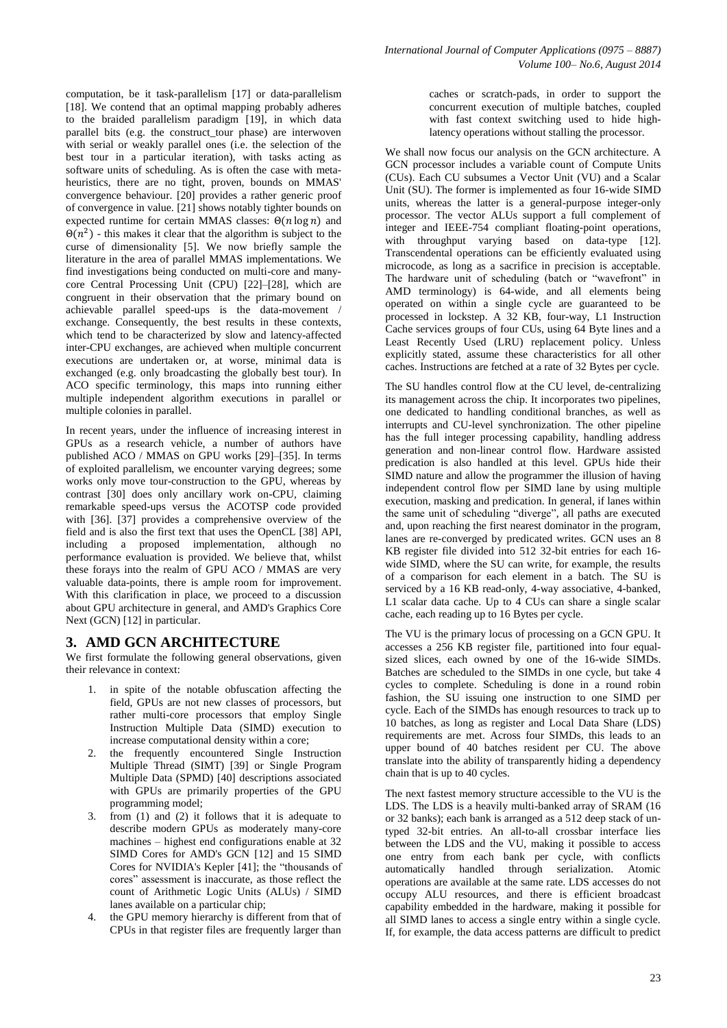computation, be it task-parallelism [17] or data-parallelism [18]. We contend that an optimal mapping probably adheres to the braided parallelism paradigm [19], in which data parallel bits (e.g. the construct_tour phase) are interwoven with serial or weakly parallel ones (i.e. the selection of the best tour in a particular iteration), with tasks acting as software units of scheduling. As is often the case with meta-heuristics, there are no tight, proven, bounds on MMAS' convergence behaviour. [20] provides a rather generic proof of convergence in value. [21] shows notably tighter bounds on expected runtime for certain MMAS classes: $\Theta(n \log n)$ and $\Theta(n^2)$ - this makes it clear that the algorithm is subject to the curse of dimensionality [5]. We now briefly sample the literature in the area of parallel MMAS implementations. We find investigations being conducted on multi-core and many-core Central Processing Unit (CPU) [22]–[28], which are congruent in their observation that the primary bound on achievable parallel speed-ups is the data-movement / exchange. Consequently, the best results in these contexts, which tend to be characterized by slow and latency-affected inter-CPU exchanges, are achieved when multiple concurrent executions are undertaken or, at worse, minimal data is exchanged (e.g. only broadcasting the globally best tour). In ACO specific terminology, this maps into running either multiple independent algorithm executions in parallel or multiple colonies in parallel.

In recent years, under the influence of increasing interest in GPUs as a research vehicle, a number of authors have published ACO / MMAS on GPU works [29]–[35]. In terms of exploited parallelism, we encounter varying degrees; some works only move tour-construction to the GPU, whereas by contrast [30] does only ancillary work on-CPU, claiming remarkable speed-ups versus the ACOTSP code provided with [36]. [37] provides a comprehensive overview of the field and is also the first text that uses the OpenCL [38] API, including a proposed implementation, although no performance evaluation is provided. We believe that, whilst these forays into the realm of GPU ACO / MMAS are very valuable data-points, there is ample room for improvement. With this clarification in place, we proceed to a discussion about GPU architecture in general, and AMD's Graphics Core Next (GCN) [12] in particular.

# 3. AMD GCN ARCHITECTURE

We first formulate the following general observations, given their relevance in context:

1. in spite of the notable obfuscation affecting the field, GPUs are not new classes of processors, but rather multi-core processors that employ Single Instruction Multiple Data (SIMD) execution to increase computational density within a core;
2. the frequently encountered Single Instruction Multiple Thread (SIMT) [39] or Single Program Multiple Data (SPMD) [40] descriptions associated with GPUs are primarily properties of the GPU programming model;
3. from (1) and (2) it follows that it is adequate to describe modern GPUs as moderately many-core machines – highest end configurations enable at 32 SIMD Cores for AMD's GCN [12] and 15 SIMD Cores for NVIDIA's Kepler [41]; the "thousands of cores" assessment is inaccurate, as those reflect the count of Arithmetic Logic Units (ALUs) / SIMD lanes available on a particular chip;
4. the GPU memory hierarchy is different from that of CPUs in that register files are frequently larger than caches or scratch-pads, in order to support the concurrent execution of multiple batches, coupled with fast context switching used to hide high-latency operations without stalling the processor.

We shall now focus our analysis on the GCN architecture. A GCN processor includes a variable count of Compute Units (CUs). Each CU subsumes a Vector Unit (VU) and a Scalar Unit (SU). The former is implemented as four 16-wide SIMD units, whereas the latter is a general-purpose integer-only processor. The vector ALUs support a full complement of integer and IEEE-754 compliant floating-point operations, with throughput varying based on data-type [12]. Transcendental operations can be efficiently evaluated using microcode, as long as a sacrifice in precision is acceptable. The hardware unit of scheduling (batch or "wavefront" in AMD terminology) is 64-wide, and all elements being operated on within a single cycle are guaranteed to be processed in lockstep. A 32 KB, four-way, L1 Instruction Cache services groups of four CUs, using 64 Byte lines and a Least Recently Used (LRU) replacement policy. Unless explicitly stated, assume these characteristics for all other caches. Instructions are fetched at a rate of 32 Bytes per cycle.

The SU handles control flow at the CU level, de-centralizing its management across the chip. It incorporates two pipelines, one dedicated to handling conditional branches, as well as interrupts and CU-level synchronization. The other pipeline has the full integer processing capability, handling address generation and non-linear control flow. Hardware assisted predication is also handled at this level. GPUs hide their SIMD nature and allow the programmer the illusion of having independent control flow per SIMD lane by using multiple execution, masking and predication. In general, if lanes within the same unit of scheduling "diverge", all paths are executed and, upon reaching the first nearest dominator in the program, lanes are re-converged by predicated writes. GCN uses an 8 KB register file divided into 512 32-bit entries for each 16-wide SIMD, where the SU can write, for example, the results of a comparison for each element in a batch. The SU is serviced by a 16 KB read-only, 4-way associative, 4-banked, L1 scalar data cache. Up to 4 CUs can share a single scalar cache, each reading up to 16 Bytes per cycle.

The VU is the primary locus of processing on a GCN GPU. It accesses a 256 KB register file, partitioned into four equal-sized slices, each owned by one of the 16-wide SIMDs. Batches are scheduled to the SIMDs in one cycle, but take 4 cycles to complete. Scheduling is done in a round robin fashion, the SU issuing one instruction to one SIMD per cycle. Each of the SIMDs has enough resources to track up to 10 batches, as long as register and Local Data Share (LDS) requirements are met. Across four SIMDs, this leads to an upper bound of 40 batches resident per CU. The above translate into the ability of transparently hiding a dependency chain that is up to 40 cycles.

The next fastest memory structure accessible to the VU is the LDS. The LDS is a heavily multi-banked array of SRAM (16 or 32 banks); each bank is arranged as a 512 deep stack of un-typed 32-bit entries. An all-to-all crossbar interface lies between the LDS and the VU, making it possible to access one entry from each bank per cycle, with conflicts automatically handled through serialization. Atomic operations are available at the same rate. LDS accesses do not occupy ALU resources, and there is efficient broadcast capability embedded in the hardware, making it possible for all SIMD lanes to access a single entry within a single cycle. If, for example, the data access patterns are difficult to predict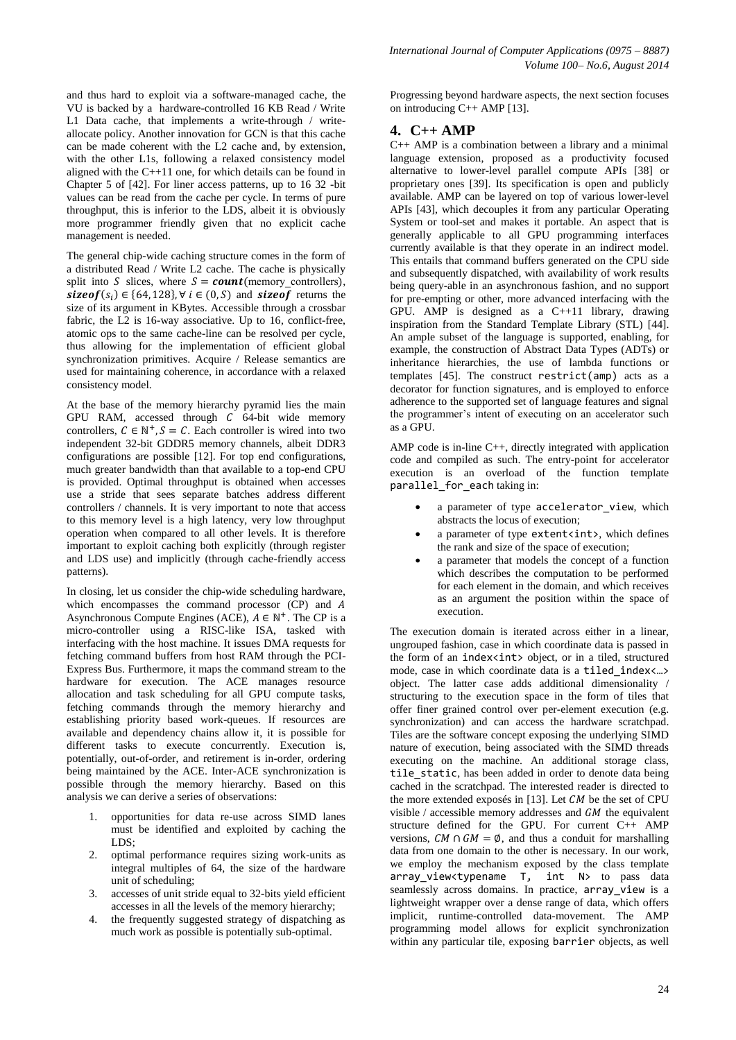and thus hard to exploit via a software-managed cache, the VU is backed by a hardware-controlled 16 KB Read / Write L1 Data cache, that implements a write-through / write-allocate policy. Another innovation for GCN is that this cache can be made coherent with the L2 cache and, by extension, with the other L1s, following a relaxed consistency model aligned with the C++11 one, for which details can be found in Chapter 5 of [42]. For liner access patterns, up to 16 32 -bit values can be read from the cache per cycle. In terms of pure throughput, this is inferior to the LDS, albeit it is obviously more programmer friendly given that no explicit cache management is needed.

The general chip-wide caching structure comes in the form of a distributed Read / Write L2 cache. The cache is physically split into $S$ slices, where $S = \boldsymbol{count}(\text{memory\_controllers})$, $\boldsymbol{sizeof}(s_i) \in \{64, 128\}, \forall\, i \in (0, S)$ and $\boldsymbol{sizeof}$ returns the size of its argument in KBytes. Accessible through a crossbar fabric, the L2 is 16-way associative. Up to 16, conflict-free, atomic ops to the same cache-line can be resolved per cycle, thus allowing for the implementation of efficient global synchronization primitives. Acquire / Release semantics are used for maintaining coherence, in accordance with a relaxed consistency model.

At the base of the memory hierarchy pyramid lies the main GPU RAM, accessed through $C$ 64-bit wide memory controllers, $C \in \mathbb{N}^{+}, S = C$. Each controller is wired into two independent 32-bit GDDR5 memory channels, albeit DDR3 configurations are possible [12]. For top end configurations, much greater bandwidth than that available to a top-end CPU is provided. Optimal throughput is obtained when accesses use a stride that sees separate batches address different controllers / channels. It is very important to note that access to this memory level is a high latency, very low throughput operation when compared to all other levels. It is therefore important to exploit caching both explicitly (through register and LDS use) and implicitly (through cache-friendly access patterns).

In closing, let us consider the chip-wide scheduling hardware, which encompasses the command processor (CP) and $A$ Asynchronous Compute Engines (ACE), $A \in \mathbb{N}^{+}$. The CP is a micro-controller using a RISC-like ISA, tasked with interfacing with the host machine. It issues DMA requests for fetching command buffers from host RAM through the PCI-Express Bus. Furthermore, it maps the command stream to the hardware for execution. The ACE manages resource allocation and task scheduling for all GPU compute tasks, fetching commands through the memory hierarchy and establishing priority based work-queues. If resources are available and dependency chains allow it, it is possible for different tasks to execute concurrently. Execution is, potentially, out-of-order, and retirement is in-order, ordering being maintained by the ACE. Inter-ACE synchronization is possible through the memory hierarchy. Based on this analysis we can derive a series of observations:

1. opportunities for data re-use across SIMD lanes must be identified and exploited by caching the LDS;
2. optimal performance requires sizing work-units as integral multiples of 64, the size of the hardware unit of scheduling;
3. accesses of unit stride equal to 32-bits yield efficient accesses in all the levels of the memory hierarchy;
4. the frequently suggested strategy of dispatching as much work as possible is potentially sub-optimal.

Progressing beyond hardware aspects, the next section focuses on introducing C++ AMP [13].

## 4. C++ AMP

C++ AMP is a combination between a library and a minimal language extension, proposed as a productivity focused alternative to lower-level parallel compute APIs [38] or proprietary ones [39]. Its specification is open and publicly available. AMP can be layered on top of various lower-level APIs [43], which decouples it from any particular Operating System or tool-set and makes it portable. An aspect that is generally applicable to all GPU programming interfaces currently available is that they operate in an indirect model. This entails that command buffers generated on the CPU side and subsequently dispatched, with availability of work results being query-able in an asynchronous fashion, and no support for pre-empting or other, more advanced interfacing with the GPU. AMP is designed as a C++11 library, drawing inspiration from the Standard Template Library (STL) [44]. An ample subset of the language is supported, enabling, for example, the construction of Abstract Data Types (ADTs) or inheritance hierarchies, the use of lambda functions or templates [45]. The construct `restrict(amp)` acts as a decorator for function signatures, and is employed to enforce adherence to the supported set of language features and signal the programmer's intent of executing on an accelerator such as a GPU.

AMP code is in-line C++, directly integrated with application code and compiled as such. The entry-point for accelerator execution is an overload of the function template `parallel_for_each` taking in:

- a parameter of type `accelerator_view`, which abstracts the locus of execution;
- a parameter of type `extent<int>`, which defines the rank and size of the space of execution;
- a parameter that models the concept of a function which describes the computation to be performed for each element in the domain, and which receives as an argument the position within the space of execution.

The execution domain is iterated across either in a linear, ungrouped fashion, case in which coordinate data is passed in the form of an `index<int>` object, or in a tiled, structured mode, case in which coordinate data is a `tiled_index<…>` object. The latter case adds additional dimensionality / structuring to the execution space in the form of tiles that offer finer grained control over per-element execution (e.g. synchronization) and can access the hardware scratchpad. Tiles are the software concept exposing the underlying SIMD nature of execution, being associated with the SIMD threads executing on the machine. An additional storage class, `tile_static`, has been added in order to denote data being cached in the scratchpad. The interested reader is directed to the more extended exposés in [13]. Let $CM$ be the set of CPU visible / accessible memory addresses and $GM$ the equivalent structure defined for the GPU. For current C++ AMP versions, $CM \cap GM = \emptyset$, and thus a conduit for marshalling data from one domain to the other is necessary. In our work, we employ the mechanism exposed by the class template `array_view<typename T, int N>` to pass data seamlessly across domains. In practice, `array_view` is a lightweight wrapper over a dense range of data, which offers implicit, runtime-controlled data-movement. The AMP programming model allows for explicit synchronization within any particular tile, exposing `barrier` objects, as well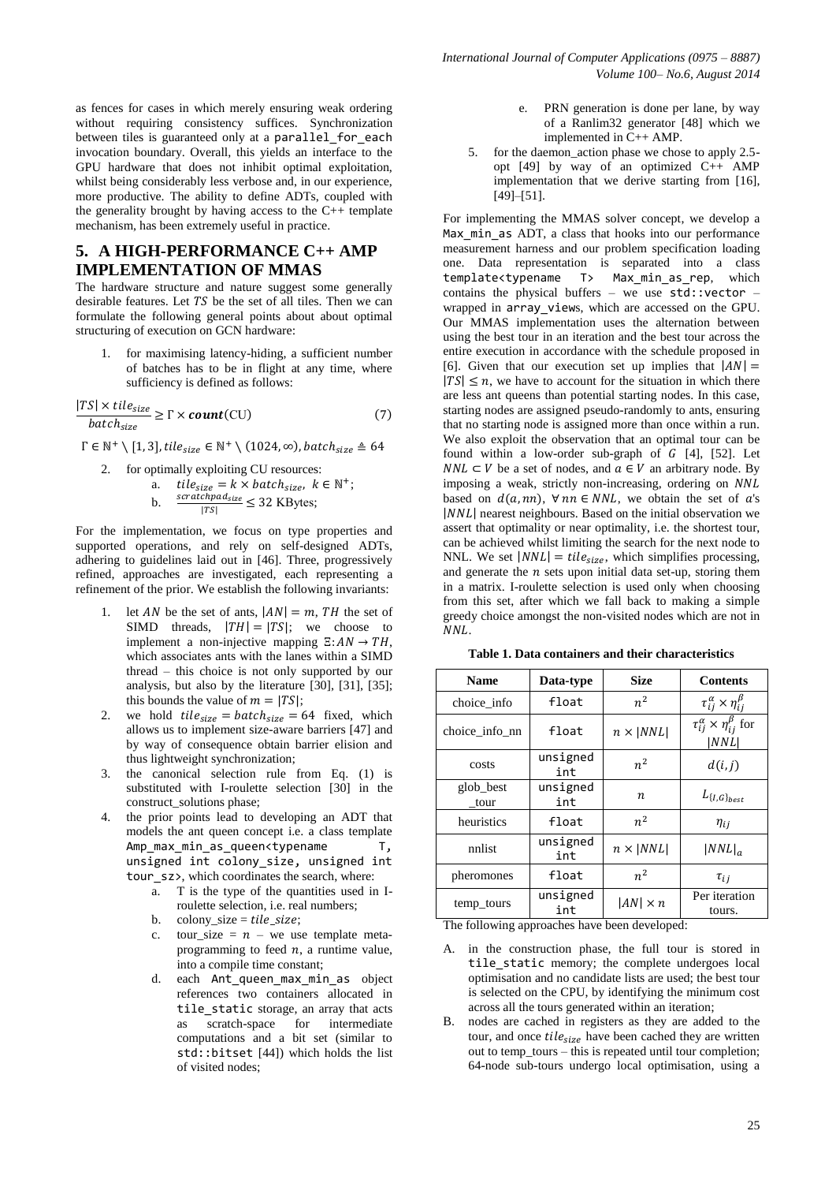as fences for cases in which merely ensuring weak ordering without requiring consistency suffices. Synchronization between tiles is guaranteed only at a `parallel_for_each` invocation boundary. Overall, this yields an interface to the GPU hardware that does not inhibit optimal exploitation, whilst being considerably less verbose and, in our experience, more productive. The ability to define ADTs, coupled with the generality brought by having access to the C++ template mechanism, has been extremely useful in practice.

## 5. A HIGH-PERFORMANCE C++ AMP IMPLEMENTATION OF MMAS

The hardware structure and nature suggest some generally desirable features. Let $TS$ be the set of all tiles. Then we can formulate the following general points about about optimal structuring of execution on GCN hardware:

1. for maximising latency-hiding, a sufficient number of batches has to be in flight at any time, where sufficiency is defined as follows:

$$\frac{|TS| \times tile_{size}}{batch_{size}} \geq \Gamma \times \boldsymbol{count}(\text{CU}) \quad (7)$$

$\Gamma \in \mathbb{N}^{+} \setminus [1,3], tile_{size} \in \mathbb{N}^{+} \setminus (1024, \infty), batch_{size} \triangleq 64$

2. for optimally exploiting CU resources:
   a. $tile_{size} = k \times batch_{size},\ k \in \mathbb{N}^{+}$;
   b. $\frac{scratchpad_{size}}{|TS|} \leq 32$ KBytes;

For the implementation, we focus on type properties and supported operations, and rely on self-designed ADTs, adhering to guidelines laid out in [46]. Three, progressively refined, approaches are investigated, each representing a refinement of the prior. We establish the following invariants:

1. let $AN$ be the set of ants, $|AN| = m$, $TH$ the set of SIMD threads, $|TH| = |TS|$; we choose to implement a non-injective mapping $\Xi: AN \rightarrow TH$, which associates ants with the lanes within a SIMD thread – this choice is not only supported by our analysis, but also by the literature [30], [31], [35]; this bounds the value of $m = |TS|$;
2. we hold $tile_{size} = batch_{size} = 64$ fixed, which allows us to implement size-aware barriers [47] and by way of consequence obtain barrier elision and thus lightweight synchronization;
3. the canonical selection rule from Eq. (1) is substituted with I-roulette selection [30] in the construct_solutions phase;
4. the prior points lead to developing an ADT that models the ant queen concept i.e. a class template `Amp_max_min_as_queen<typename T, unsigned int colony_size, unsigned int tour_sz>`, which coordinates the search, where:
   a. T is the type of the quantities used in I-roulette selection, i.e. real numbers;
   b. colony_size = $tile\_size$;
   c. tour_size = $n$ – we use template meta-programming to feed $n$, a runtime value, into a compile time constant;
   d. each `Ant_queen_max_min_as` object references two containers allocated in `tile_static` storage, an array that acts as scratch-space for intermediate computations and a bit set (similar to `std::bitset` [44]) which holds the list of visited nodes;
   e. PRN generation is done per lane, by way of a Ranlim32 generator [48] which we implemented in C++ AMP.
5. for the daemon_action phase we chose to apply 2.5-opt [49] by way of an optimized C++ AMP implementation that we derive starting from [16], [49]–[51].

For implementing the MMAS solver concept, we develop a `Max_min_as` ADT, a class that hooks into our performance measurement harness and our problem specification loading one. Data representation is separated into a class `template<typename T> Max_min_as_rep`, which contains the physical buffers – we use `std::vector` – wrapped in `array_view`s, which are accessed on the GPU. Our MMAS implementation uses the alternation between using the best tour in an iteration and the best tour across the entire execution in accordance with the schedule proposed in [6]. Given that our execution set up implies that $|AN| = |TS| \leq n$, we have to account for the situation in which there are less ant queens than potential starting nodes. In this case, starting nodes are assigned pseudo-randomly to ants, ensuring that no starting node is assigned more than once within a run. We also exploit the observation that an optimal tour can be found within a low-order sub-graph of $G$ [4], [52]. Let $NNL \subset V$ be a set of nodes, and $a \in V$ an arbitrary node. By imposing a weak, strictly non-increasing, ordering on $NNL$ based on $d(a, nn),\ \forall\, nn \in NNL$, we obtain the set of $a$'s $|NNL|$ nearest neighbours. Based on the initial observation we assert that optimality or near optimality, i.e. the shortest tour, can be achieved whilst limiting the search for the next node to NNL. We set $|NNL| = tile_{size}$, which simplifies processing, and generate the $n$ sets upon initial data set-up, storing them in a matrix. I-roulette selection is used only when choosing from this set, after which we fall back to making a simple greedy choice amongst the non-visited nodes which are not in $NNL$.

**Table 1. Data containers and their characteristics**

| Name | Data-type | Size | Contents |
|---|---|---|---|
| choice_info | float | $n^2$ | $\tau_{ij}^{\alpha} \times \eta_{ij}^{\beta}$ |
| choice_info_nn | float | $n \times \lvert NNL\rvert$ | $\tau_{ij}^{\alpha} \times \eta_{ij}^{\beta}$ for $\lvert NNL\rvert$ |
| costs | unsigned int | $n^2$ | $d(i,j)$ |
| glob_best_tour | unsigned int | $n$ | $L_{\{I,G\}_{best}}$ |
| heuristics | float | $n^2$ | $\eta_{ij}$ |
| nnlist | unsigned int | $n \times \lvert NNL\rvert$ | $\lvert NNL\rvert_a$ |
| pheromones | float | $n^2$ | $\tau_{ij}$ |
| temp_tours | unsigned int | $\lvert AN\rvert \times n$ | Per iteration tours. |

The following approaches have been developed:

A. in the construction phase, the full tour is stored in `tile_static` memory; the complete undergoes local optimisation and no candidate lists are used; the best tour is selected on the CPU, by identifying the minimum cost across all the tours generated within an iteration;

B. nodes are cached in registers as they are added to the tour, and once $tile_{size}$ have been cached they are written out to temp_tours – this is repeated until tour completion; 64-node sub-tours undergo local optimisation, using a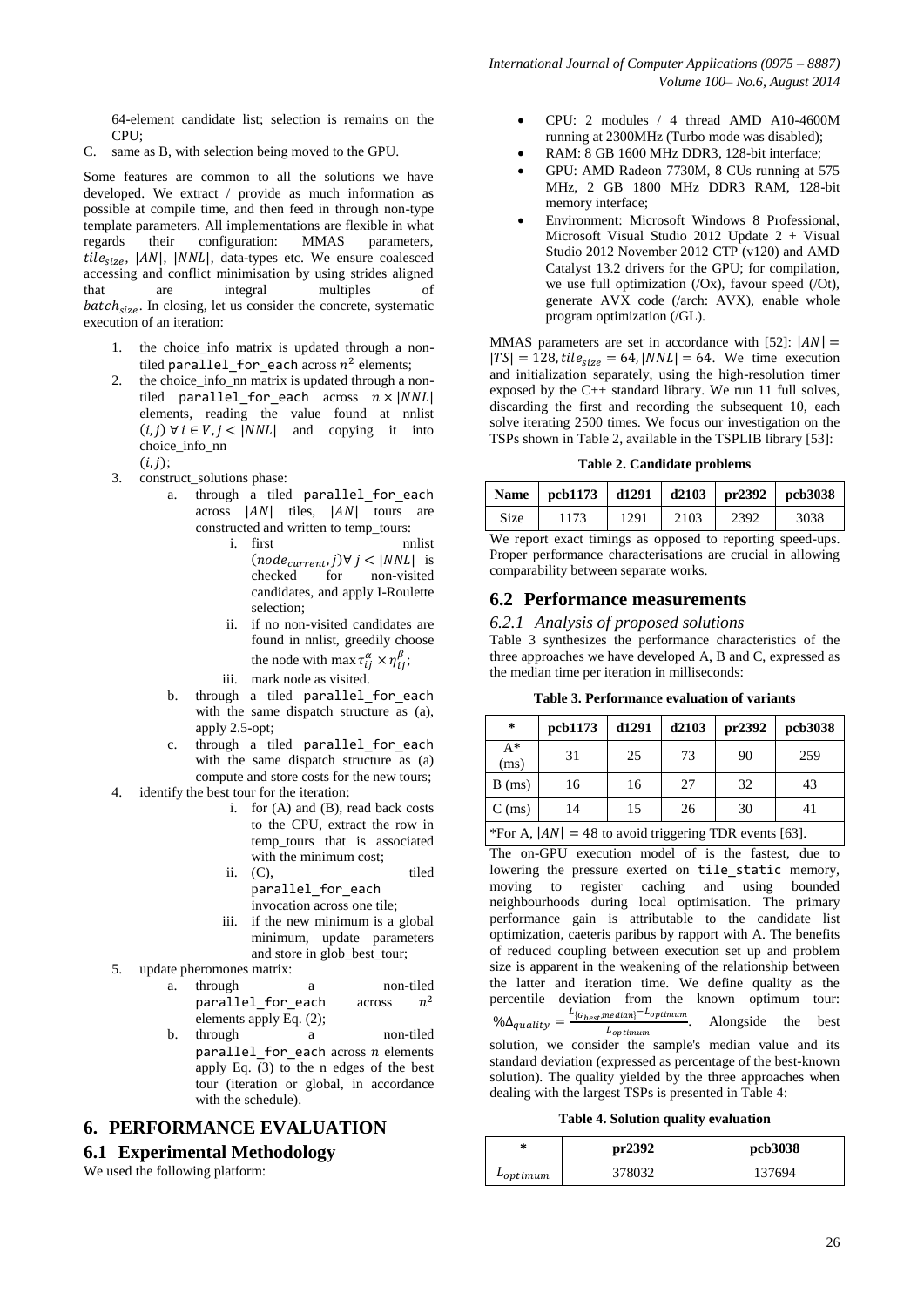64-element candidate list; selection is remains on the CPU;

C. same as B, with selection being moved to the GPU.

Some features are common to all the solutions we have developed. We extract / provide as much information as possible at compile time, and then feed in through non-type template parameters. All implementations are flexible in what regards their configuration: MMAS parameters, $tile_{size}$, $|AN|$, $|NNL|$, data-types etc. We ensure coalesced accessing and conflict minimisation by using strides aligned that are integral multiples of $batch_{size}$. In closing, let us consider the concrete, systematic execution of an iteration:

1. the choice_info matrix is updated through a non-tiled `parallel_for_each` across $n^2$ elements;
2. the choice_info_nn matrix is updated through a non-tiled `parallel_for_each` across $n \times |NNL|$ elements, reading the value found at nnlist $(i, j)\ \forall\ i \in V, j < |NNL|$ and copying it into choice_info_nn $(i, j)$;
3. construct_solutions phase:
   a. through a tiled `parallel_for_each` across $|AN|$ tiles, $|AN|$ tours are constructed and written to temp_tours:
      i. first nnlist $(node_{current}, j) \forall\ j < |NNL|$ is checked for non-visited candidates, and apply I-Roulette selection;
      ii. if no non-visited candidates are found in nnlist, greedily choose the node with $\max \tau_{ij}^{\alpha} \times \eta_{ij}^{\beta}$;
      iii. mark node as visited.
   b. through a tiled `parallel_for_each` with the same dispatch structure as (a), apply 2.5-opt;
   c. through a tiled `parallel_for_each` with the same dispatch structure as (a) compute and store costs for the new tours;
4. identify the best tour for the iteration:
   i. for (A) and (B), read back costs to the CPU, extract the row in temp_tours that is associated with the minimum cost;
   ii. (C), tiled `parallel_for_each` invocation across one tile;
   iii. if the new minimum is a global minimum, update parameters and store in glob_best_tour;
5. update pheromones matrix:
   a. through a non-tiled `parallel_for_each` across $n^2$ elements apply Eq. (2);
   b. through a non-tiled `parallel_for_each` across $n$ elements apply Eq. (3) to the n edges of the best tour (iteration or global, in accordance with the schedule).

# 6. PERFORMANCE EVALUATION

## 6.1 Experimental Methodology

We used the following platform:

- CPU: 2 modules / 4 thread AMD A10-4600M running at 2300MHz (Turbo mode was disabled);
- RAM: 8 GB 1600 MHz DDR3, 128-bit interface;
- GPU: AMD Radeon 7730M, 8 CUs running at 575 MHz, 2 GB 1800 MHz DDR3 RAM, 128-bit memory interface;
- Environment: Microsoft Windows 8 Professional, Microsoft Visual Studio 2012 Update 2 + Visual Studio 2012 November 2012 CTP (v120) and AMD Catalyst 13.2 drivers for the GPU; for compilation, we use full optimization (/Ox), favour speed (/Ot), generate AVX code (/arch: AVX), enable whole program optimization (/GL).

MMAS parameters are set in accordance with [52]: $|AN| = |TS| = 128, tile_{size} = 64, |NNL| = 64$. We time execution and initialization separately, using the high-resolution timer exposed by the C++ standard library. We run 11 full solves, discarding the first and recording the subsequent 10, each solve iterating 2500 times. We focus our investigation on the TSPs shown in Table 2, available in the TSPLIB library [53]:

**Table 2. Candidate problems**

| Name | pcb1173 | d1291 | d2103 | pr2392 | pcb3038 |
|---|---|---|---|---|---|
| Size | 1173 | 1291 | 2103 | 2392 | 3038 |

We report exact timings as opposed to reporting speed-ups. Proper performance characterisations are crucial in allowing comparability between separate works.

## 6.2 Performance measurements

### 6.2.1 Analysis of proposed solutions

Table 3 synthesizes the performance characteristics of the three approaches we have developed A, B and C, expressed as the median time per iteration in milliseconds:

**Table 3. Performance evaluation of variants**

| * | pcb1173 | d1291 | d2103 | pr2392 | pcb3038 |
|---|---|---|---|---|---|
| A* (ms) | 31 | 25 | 73 | 90 | 259 |
| B (ms) | 16 | 16 | 27 | 32 | 43 |
| C (ms) | 14 | 15 | 26 | 30 | 41 |

*For A, $|AN| = 48$ to avoid triggering TDR events [63].

The on-GPU execution model of is the fastest, due to lowering the pressure exerted on `tile_static` memory, moving to register caching and using bounded neighbourhoods during local optimisation. The primary performance gain is attributable to the candidate list optimization, caeteris paribus by rapport with A. The benefits of reduced coupling between execution set up and problem size is apparent in the weakening of the relationship between the latter and iteration time. We define quality as the percentile deviation from the known optimum tour: $\%\Delta_{quality} = \frac{L_{\{G_{best}, median\}} - L_{optimum}}{L_{optimum}}$. Alongside the best solution, we consider the sample's median value and its standard deviation (expressed as percentage of the best-known solution). The quality yielded by the three approaches when dealing with the largest TSPs is presented in Table 4:

**Table 4. Solution quality evaluation**

| * | pr2392 | pcb3038 |
|---|---|---|
| $L_{optimum}$ | 378032 | 137694 |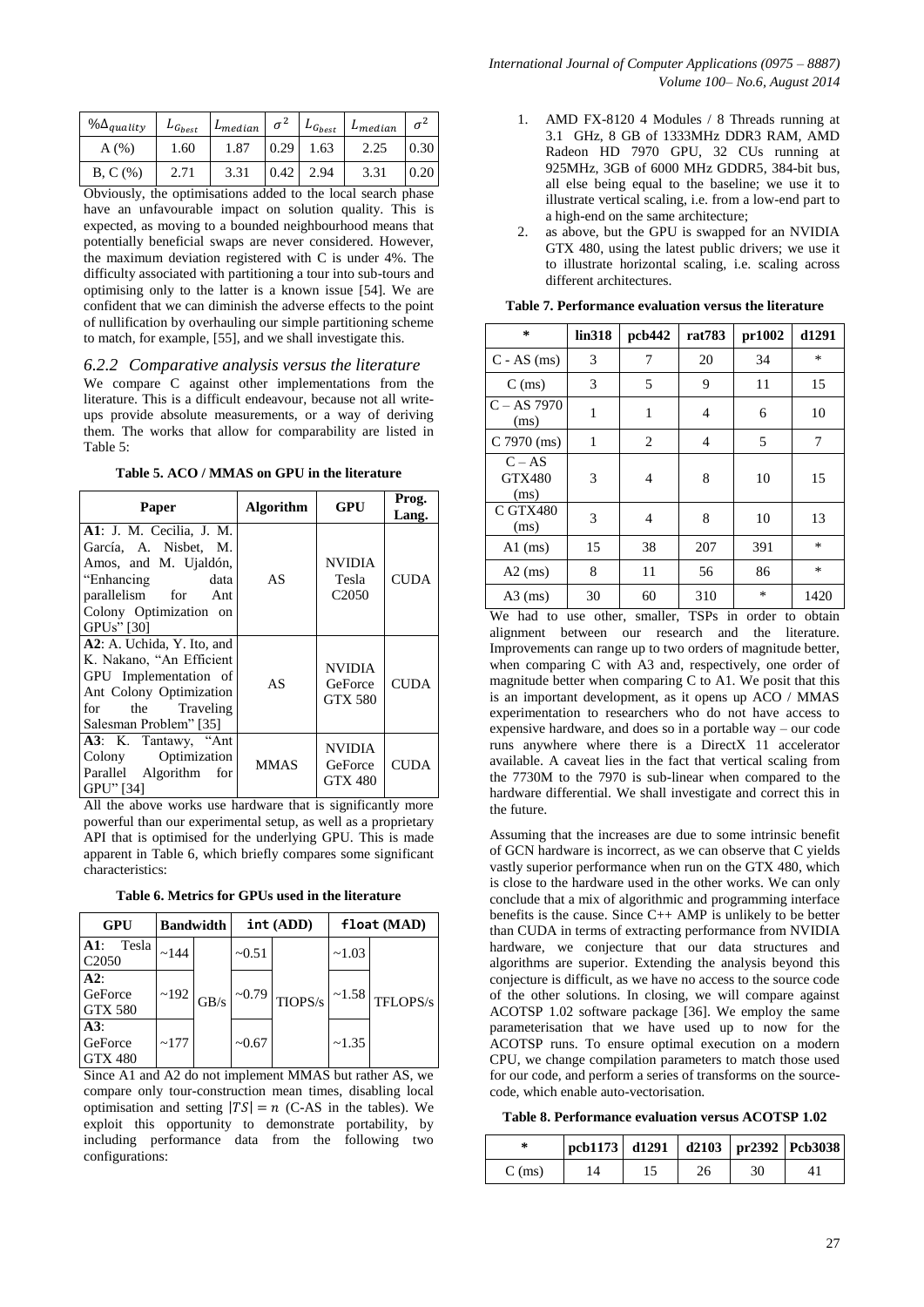| $\%\Delta_{quality}$ | $L_{G_{best}}$ | $L_{median}$ | $\sigma^2$ | $L_{G_{best}}$ | $L_{median}$ | $\sigma^2$ |
|---|---|---|---|---|---|---|
| A (%) | 1.60 | 1.87 | 0.29 | 1.63 | 2.25 | 0.30 |
| B, C (%) | 2.71 | 3.31 | 0.42 | 2.94 | 3.31 | 0.20 |

Obviously, the optimisations added to the local search phase have an unfavourable impact on solution quality. This is expected, as moving to a bounded neighbourhood means that potentially beneficial swaps are never considered. However, the maximum deviation registered with C is under 4%. The difficulty associated with partitioning a tour into sub-tours and optimising only to the latter is a known issue [54]. We are confident that we can diminish the adverse effects to the point of nullification by overhauling our simple partitioning scheme to match, for example, [55], and we shall investigate this.

### *6.2.2 Comparative analysis versus the literature*

We compare C against other implementations from the literature. This is a difficult endeavour, because not all write-ups provide absolute measurements, or a way of deriving them. The works that allow for comparability are listed in Table 5:

**Table 5. ACO / MMAS on GPU in the literature**

| Paper | Algorithm | GPU | Prog. Lang. |
|---|---|---|---|
| **A1**: J. M. Cecilia, J. M. García, A. Nisbet, M. Amos, and M. Ujaldón, "Enhancing data parallelism for Ant Colony Optimization on GPUs" [30] | AS | NVIDIA Tesla C2050 | CUDA |
| **A2**: A. Uchida, Y. Ito, and K. Nakano, "An Efficient GPU Implementation of Ant Colony Optimization for the Traveling Salesman Problem" [35] | AS | NVIDIA GeForce GTX 580 | CUDA |
| **A3**: K. Tantawy, "Ant Colony Optimization Parallel Algorithm for GPU" [34] | MMAS | NVIDIA GeForce GTX 480 | CUDA |

All the above works use hardware that is significantly more powerful than our experimental setup, as well as a proprietary API that is optimised for the underlying GPU. This is made apparent in Table 6, which briefly compares some significant characteristics:

**Table 6. Metrics for GPUs used in the literature**

| GPU | Bandwidth | | int (ADD) | | float (MAD) | |
|---|---|---|---|---|---|---|
| **A1**: Tesla C2050 | ~144 | GB/s | ~0.51 | TIOPS/s | ~1.03 | TFLOPS/s |
| **A2**: GeForce GTX 580 | ~192 | GB/s | ~0.79 | TIOPS/s | ~1.58 | TFLOPS/s |
| **A3**: GeForce GTX 480 | ~177 | GB/s | ~0.67 | TIOPS/s | ~1.35 | TFLOPS/s |

Since A1 and A2 do not implement MMAS but rather AS, we compare only tour-construction mean times, disabling local optimisation and setting $|TS| = n$ (C-AS in the tables). We exploit this opportunity to demonstrate portability, by including performance data from the following two configurations:

1. AMD FX-8120 4 Modules / 8 Threads running at 3.1 GHz, 8 GB of 1333MHz DDR3 RAM, AMD Radeon HD 7970 GPU, 32 CUs running at 925MHz, 3GB of 6000 MHz GDDR5, 384-bit bus, all else being equal to the baseline; we use it to illustrate vertical scaling, i.e. from a low-end part to a high-end on the same architecture;
2. as above, but the GPU is swapped for an NVIDIA GTX 480, using the latest public drivers; we use it to illustrate horizontal scaling, i.e. scaling across different architectures.

**Table 7. Performance evaluation versus the literature**

| * | lin318 | pcb442 | rat783 | pr1002 | d1291 |
|---|---|---|---|---|---|
| C - AS (ms) | 3 | 7 | 20 | 34 | * |
| C (ms) | 3 | 5 | 9 | 11 | 15 |
| C – AS 7970 (ms) | 1 | 1 | 4 | 6 | 10 |
| C 7970 (ms) | 1 | 2 | 4 | 5 | 7 |
| C – AS GTX480 (ms) | 3 | 4 | 8 | 10 | 15 |
| C GTX480 (ms) | 3 | 4 | 8 | 10 | 13 |
| A1 (ms) | 15 | 38 | 207 | 391 | * |
| A2 (ms) | 8 | 11 | 56 | 86 | * |
| A3 (ms) | 30 | 60 | 310 | * | 1420 |

We had to use other, smaller, TSPs in order to obtain alignment between our research and the literature. Improvements can range up to two orders of magnitude better, when comparing C with A3 and, respectively, one order of magnitude better when comparing C to A1. We posit that this is an important development, as it opens up ACO / MMAS experimentation to researchers who do not have access to expensive hardware, and does so in a portable way – our code runs anywhere where there is a DirectX 11 accelerator available. A caveat lies in the fact that vertical scaling from the 7730M to the 7970 is sub-linear when compared to the hardware differential. We shall investigate and correct this in the future.

Assuming that the increases are due to some intrinsic benefit of GCN hardware is incorrect, as we can observe that C yields vastly superior performance when run on the GTX 480, which is close to the hardware used in the other works. We can only conclude that a mix of algorithmic and programming interface benefits is the cause. Since C++ AMP is unlikely to be better than CUDA in terms of extracting performance from NVIDIA hardware, we conjecture that our data structures and algorithms are superior. Extending the analysis beyond this conjecture is difficult, as we have no access to the source code of the other solutions. In closing, we will compare against ACOTSP 1.02 software package [36]. We employ the same parameterisation that we have used up to now for the ACOTSP runs. To ensure optimal execution on a modern CPU, we change compilation parameters to match those used for our code, and perform a series of transforms on the source-code, which enable auto-vectorisation.

**Table 8. Performance evaluation versus ACOTSP 1.02**

| * | pcb1173 | d1291 | d2103 | pr2392 | Pcb3038 |
|---|---|---|---|---|---|
| C (ms) | 14 | 15 | 26 | 30 | 41 |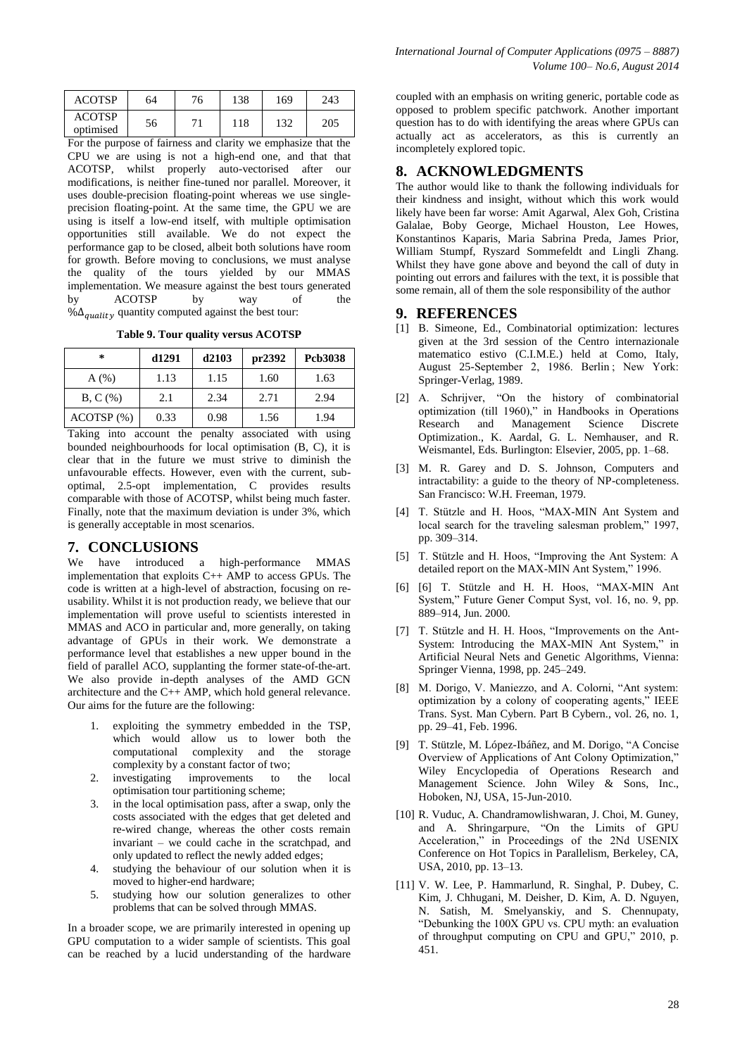| ACOTSP | 64 | 76 | 138 | 169 | 243 |
|---|---|---|---|---|---|
| ACOTSP optimised | 56 | 71 | 118 | 132 | 205 |

For the purpose of fairness and clarity we emphasize that the CPU we are using is not a high-end one, and that that ACOTSP, whilst properly auto-vectorised after our modifications, is neither fine-tuned nor parallel. Moreover, it uses double-precision floating-point whereas we use single-precision floating-point. At the same time, the GPU we are using is itself a low-end itself, with multiple optimisation opportunities still available. We do not expect the performance gap to be closed, albeit both solutions have room for growth. Before moving to conclusions, we must analyse the quality of the tours yielded by our MMAS implementation. We measure against the best tours generated by ACOTSP by way of the $\%\Delta_{quality}$ quantity computed against the best tour:

**Table 9. Tour quality versus ACOTSP**

| * | d1291 | d2103 | pr2392 | Pcb3038 |
|---|---|---|---|---|
| A (%) | 1.13 | 1.15 | 1.60 | 1.63 |
| B, C (%) | 2.1 | 2.34 | 2.71 | 2.94 |
| ACOTSP (%) | 0.33 | 0.98 | 1.56 | 1.94 |

Taking into account the penalty associated with using bounded neighbourhoods for local optimisation (B, C), it is clear that in the future we must strive to diminish the unfavourable effects. However, even with the current, sub-optimal, 2.5-opt implementation, C provides results comparable with those of ACOTSP, whilst being much faster. Finally, note that the maximum deviation is under 3%, which is generally acceptable in most scenarios.

## 7. CONCLUSIONS

We have introduced a high-performance MMAS implementation that exploits C++ AMP to access GPUs. The code is written at a high-level of abstraction, focusing on re-usability. Whilst it is not production ready, we believe that our implementation will prove useful to scientists interested in MMAS and ACO in particular and, more generally, on taking advantage of GPUs in their work. We demonstrate a performance level that establishes a new upper bound in the field of parallel ACO, supplanting the former state-of-the-art. We also provide in-depth analyses of the AMD GCN architecture and the C++ AMP, which hold general relevance. Our aims for the future are the following:

1. exploiting the symmetry embedded in the TSP, which would allow us to lower both the computational complexity and the storage complexity by a constant factor of two;
2. investigating improvements to the local optimisation tour partitioning scheme;
3. in the local optimisation pass, after a swap, only the costs associated with the edges that get deleted and re-wired change, whereas the other costs remain invariant – we could cache in the scratchpad, and only updated to reflect the newly added edges;
4. studying the behaviour of our solution when it is moved to higher-end hardware;
5. studying how our solution generalizes to other problems that can be solved through MMAS.

In a broader scope, we are primarily interested in opening up GPU computation to a wider sample of scientists. This goal can be reached by a lucid understanding of the hardware coupled with an emphasis on writing generic, portable code as opposed to problem specific patchwork. Another important question has to do with identifying the areas where GPUs can actually act as accelerators, as this is currently an incompletely explored topic.

## 8. ACKNOWLEDGMENTS

The author would like to thank the following individuals for their kindness and insight, without which this work would likely have been far worse: Amit Agarwal, Alex Goh, Cristina Galalae, Boby George, Michael Houston, Lee Howes, Konstantinos Kaparis, Maria Sabrina Preda, James Prior, William Stumpf, Ryszard Sommefeldt and Lingli Zhang. Whilst they have gone above and beyond the call of duty in pointing out errors and failures with the text, it is possible that some remain, all of them the sole responsibility of the author

## 9. REFERENCES

[1] B. Simeone, Ed., Combinatorial optimization: lectures given at the 3rd session of the Centro internazionale matematico estivo (C.I.M.E.) held at Como, Italy, August 25-September 2, 1986. Berlin ; New York: Springer-Verlag, 1989.

[2] A. Schrijver, "On the history of combinatorial optimization (till 1960)," in Handbooks in Operations Research and Management Science Discrete Optimization., K. Aardal, G. L. Nemhauser, and R. Weismantel, Eds. Burlington: Elsevier, 2005, pp. 1–68.

[3] M. R. Garey and D. S. Johnson, Computers and intractability: a guide to the theory of NP-completeness. San Francisco: W.H. Freeman, 1979.

[4] T. Stützle and H. Hoos, "MAX-MIN Ant System and local search for the traveling salesman problem," 1997, pp. 309–314.

[5] T. Stützle and H. Hoos, "Improving the Ant System: A detailed report on the MAX-MIN Ant System," 1996.

[6] [6] T. Stützle and H. H. Hoos, "MAX-MIN Ant System," Future Gener Comput Syst, vol. 16, no. 9, pp. 889–914, Jun. 2000.

[7] T. Stützle and H. H. Hoos, "Improvements on the Ant-System: Introducing the MAX-MIN Ant System," in Artificial Neural Nets and Genetic Algorithms, Vienna: Springer Vienna, 1998, pp. 245–249.

[8] M. Dorigo, V. Maniezzo, and A. Colorni, "Ant system: optimization by a colony of cooperating agents," IEEE Trans. Syst. Man Cybern. Part B Cybern., vol. 26, no. 1, pp. 29–41, Feb. 1996.

[9] T. Stützle, M. López-Ibáñez, and M. Dorigo, "A Concise Overview of Applications of Ant Colony Optimization," Wiley Encyclopedia of Operations Research and Management Science. John Wiley & Sons, Inc., Hoboken, NJ, USA, 15-Jun-2010.

[10] R. Vuduc, A. Chandramowlishwaran, J. Choi, M. Guney, and A. Shringarpure, "On the Limits of GPU Acceleration," in Proceedings of the 2Nd USENIX Conference on Hot Topics in Parallelism, Berkeley, CA, USA, 2010, pp. 13–13.

[11] V. W. Lee, P. Hammarlund, R. Singhal, P. Dubey, C. Kim, J. Chhugani, M. Deisher, D. Kim, A. D. Nguyen, N. Satish, M. Smelyanskiy, and S. Chennupaty, "Debunking the 100X GPU vs. CPU myth: an evaluation of throughput computing on CPU and GPU," 2010, p. 451.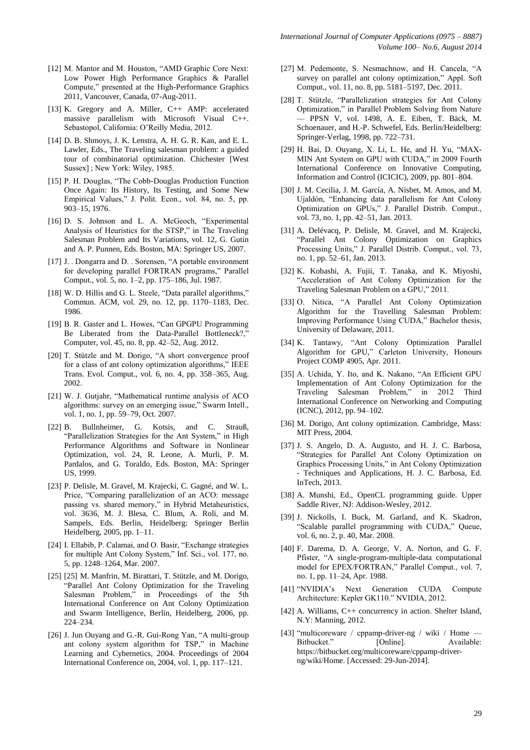[12] M. Mantor and M. Houston, "AMD Graphic Core Next: Low Power High Performance Graphics & Parallel Compute," presented at the High-Performance Graphics 2011, Vancouver, Canada, 07-Aug-2011.

[13] K. Gregory and A. Miller, C++ AMP: accelerated massive parallelism with Microsoft Visual C++. Sebastopol, California: O'Reilly Media, 2012.

[14] D. B. Shmoys, J. K. Lenstra, A. H. G. R. Kan, and E. L. Lawler, Eds., The Traveling salesman problem: a guided tour of combinatorial optimization. Chichester [West Sussex] ; New York: Wiley, 1985.

[15] P. H. Douglas, "The Cobb-Douglas Production Function Once Again: Its History, Its Testing, and Some New Empirical Values," J. Polit. Econ., vol. 84, no. 5, pp. 903–15, 1976.

[16] D. S. Johnson and L. A. McGeoch, "Experimental Analysis of Heuristics for the STSP," in The Traveling Salesman Problem and Its Variations, vol. 12, G. Gutin and A. P. Punnen, Eds. Boston, MA: Springer US, 2007.

[17] J. . Dongarra and D. . Sorensen, "A portable environment for developing parallel FORTRAN programs," Parallel Comput., vol. 5, no. 1–2, pp. 175–186, Jul. 1987.

[18] W. D. Hillis and G. L. Steele, "Data parallel algorithms," Commun. ACM, vol. 29, no. 12, pp. 1170–1183, Dec. 1986.

[19] B. R. Gaster and L. Howes, "Can GPGPU Programming Be Liberated from the Data-Parallel Bottleneck?," Computer, vol. 45, no. 8, pp. 42–52, Aug. 2012.

[20] T. Stützle and M. Dorigo, "A short convergence proof for a class of ant colony optimization algorithms," IEEE Trans. Evol. Comput., vol. 6, no. 4, pp. 358–365, Aug. 2002.

[21] W. J. Gutjahr, "Mathematical runtime analysis of ACO algorithms: survey on an emerging issue," Swarm Intell., vol. 1, no. 1, pp. 59–79, Oct. 2007.

[22] B. Bullnheimer, G. Kotsis, and C. Strauß, "Parallelization Strategies for the Ant System," in High Performance Algorithms and Software in Nonlinear Optimization, vol. 24, R. Leone, A. Murli, P. M. Pardalos, and G. Toraldo, Eds. Boston, MA: Springer US, 1999.

[23] P. Delisle, M. Gravel, M. Krajecki, C. Gagné, and W. L. Price, "Comparing parallelization of an ACO: message passing vs. shared memory," in Hybrid Metaheuristics, vol. 3636, M. J. Blesa, C. Blum, A. Roli, and M. Sampels, Eds. Berlin, Heidelberg: Springer Berlin Heidelberg, 2005, pp. 1–11.

[24] I. Ellabib, P. Calamai, and O. Basir, "Exchange strategies for multiple Ant Colony System," Inf. Sci., vol. 177, no. 5, pp. 1248–1264, Mar. 2007.

[25] [25] M. Manfrin, M. Birattari, T. Stützle, and M. Dorigo, "Parallel Ant Colony Optimization for the Traveling Salesman Problem," in Proceedings of the 5th International Conference on Ant Colony Optimization and Swarm Intelligence, Berlin, Heidelberg, 2006, pp. 224–234.

[26] J. Jun Ouyang and G.-R. Gui-Rong Yan, "A multi-group ant colony system algorithm for TSP," in Machine Learning and Cybernetics, 2004. Proceedings of 2004 International Conference on, 2004, vol. 1, pp. 117–121.

[27] M. Pedemonte, S. Nesmachnow, and H. Cancela, "A survey on parallel ant colony optimization," Appl. Soft Comput., vol. 11, no. 8, pp. 5181–5197, Dec. 2011.

[28] T. Stützle, "Parallelization strategies for Ant Colony Optimization," in Parallel Problem Solving from Nature — PPSN V, vol. 1498, A. E. Eiben, T. Bäck, M. Schoenauer, and H.-P. Schwefel, Eds. Berlin/Heidelberg: Springer-Verlag, 1998, pp. 722–731.

[29] H. Bai, D. Ouyang, X. Li, L. He, and H. Yu, "MAX-MIN Ant System on GPU with CUDA," in 2009 Fourth International Conference on Innovative Computing, Information and Control (ICICIC), 2009, pp. 801–804.

[30] J. M. Cecilia, J. M. García, A. Nisbet, M. Amos, and M. Ujaldón, "Enhancing data parallelism for Ant Colony Optimization on GPUs," J. Parallel Distrib. Comput., vol. 73, no. 1, pp. 42–51, Jan. 2013.

[31] A. Delévacq, P. Delisle, M. Gravel, and M. Krajecki, "Parallel Ant Colony Optimization on Graphics Processing Units," J. Parallel Distrib. Comput., vol. 73, no. 1, pp. 52–61, Jan. 2013.

[32] K. Kobashi, A. Fujii, T. Tanaka, and K. Miyoshi, "Acceleration of Ant Colony Optimization for the Traveling Salesman Problem on a GPU," 2011.

[33] O. Nitica, "A Parallel Ant Colony Optimization Algorithm for the Travelling Salesman Problem: Improving Performance Using CUDA," Bachelor thesis, University of Delaware, 2011.

[34] K. Tantawy, "Ant Colony Optimization Parallel Algorithm for GPU," Carleton University, Honours Project COMP 4905, Apr. 2011.

[35] A. Uchida, Y. Ito, and K. Nakano, "An Efficient GPU Implementation of Ant Colony Optimization for the Traveling Salesman Problem," in 2012 Third International Conference on Networking and Computing (ICNC), 2012, pp. 94–102.

[36] M. Dorigo, Ant colony optimization. Cambridge, Mass: MIT Press, 2004.

[37] J. S. Angelo, D. A. Augusto, and H. J. C. Barbosa, "Strategies for Parallel Ant Colony Optimization on Graphics Processing Units," in Ant Colony Optimization - Techniques and Applications, H. J. C. Barbosa, Ed. InTech, 2013.

[38] A. Munshi, Ed., OpenCL programming guide. Upper Saddle River, NJ: Addison-Wesley, 2012.

[39] J. Nickolls, I. Buck, M. Garland, and K. Skadron, "Scalable parallel programming with CUDA," Queue, vol. 6, no. 2, p. 40, Mar. 2008.

[40] F. Darema, D. A. George, V. A. Norton, and G. F. Pfister, "A single-program-multiple-data computational model for EPEX/FORTRAN," Parallel Comput., vol. 7, no. 1, pp. 11–24, Apr. 1988.

[41] "NVIDIA's Next Generation CUDA Compute Architecture: Kepler GK110." NVIDIA, 2012.

[42] A. Williams, C++ concurrency in action. Shelter Island, N.Y: Manning, 2012.

[43] "multicoreware / cppamp-driver-ng / wiki / Home — Bitbucket." [Online]. Available: https://bitbucket.org/multicoreware/cppamp-driver-ng/wiki/Home. [Accessed: 29-Jun-2014].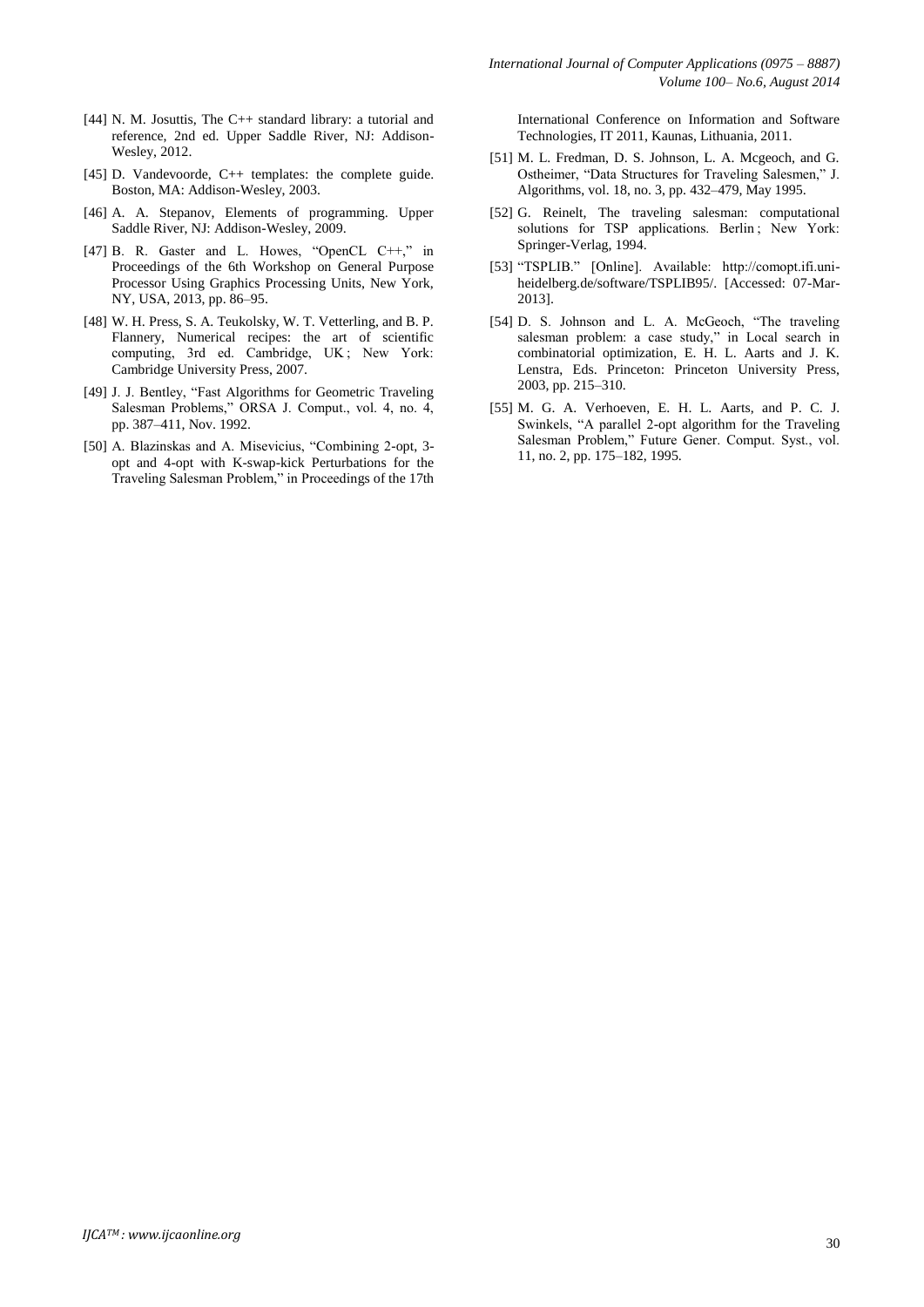[44] N. M. Josuttis, The C++ standard library: a tutorial and reference, 2nd ed. Upper Saddle River, NJ: Addison-Wesley, 2012.

[45] D. Vandevoorde, C++ templates: the complete guide. Boston, MA: Addison-Wesley, 2003.

[46] A. A. Stepanov, Elements of programming. Upper Saddle River, NJ: Addison-Wesley, 2009.

[47] B. R. Gaster and L. Howes, "OpenCL C++," in Proceedings of the 6th Workshop on General Purpose Processor Using Graphics Processing Units, New York, NY, USA, 2013, pp. 86–95.

[48] W. H. Press, S. A. Teukolsky, W. T. Vetterling, and B. P. Flannery, Numerical recipes: the art of scientific computing, 3rd ed. Cambridge, UK ; New York: Cambridge University Press, 2007.

[49] J. J. Bentley, "Fast Algorithms for Geometric Traveling Salesman Problems," ORSA J. Comput., vol. 4, no. 4, pp. 387–411, Nov. 1992.

[50] A. Blazinskas and A. Misevicius, "Combining 2-opt, 3-opt and 4-opt with K-swap-kick Perturbations for the Traveling Salesman Problem," in Proceedings of the 17th International Conference on Information and Software Technologies, IT 2011, Kaunas, Lithuania, 2011.

[51] M. L. Fredman, D. S. Johnson, L. A. Mcgeoch, and G. Ostheimer, "Data Structures for Traveling Salesmen," J. Algorithms, vol. 18, no. 3, pp. 432–479, May 1995.

[52] G. Reinelt, The traveling salesman: computational solutions for TSP applications. Berlin ; New York: Springer-Verlag, 1994.

[53] "TSPLIB." [Online]. Available: http://comopt.ifi.uni-heidelberg.de/software/TSPLIB95/. [Accessed: 07-Mar-2013].

[54] D. S. Johnson and L. A. McGeoch, "The traveling salesman problem: a case study," in Local search in combinatorial optimization, E. H. L. Aarts and J. K. Lenstra, Eds. Princeton: Princeton University Press, 2003, pp. 215–310.

[55] M. G. A. Verhoeven, E. H. L. Aarts, and P. C. J. Swinkels, "A parallel 2-opt algorithm for the Traveling Salesman Problem," Future Gener. Comput. Syst., vol. 11, no. 2, pp. 175–182, 1995.